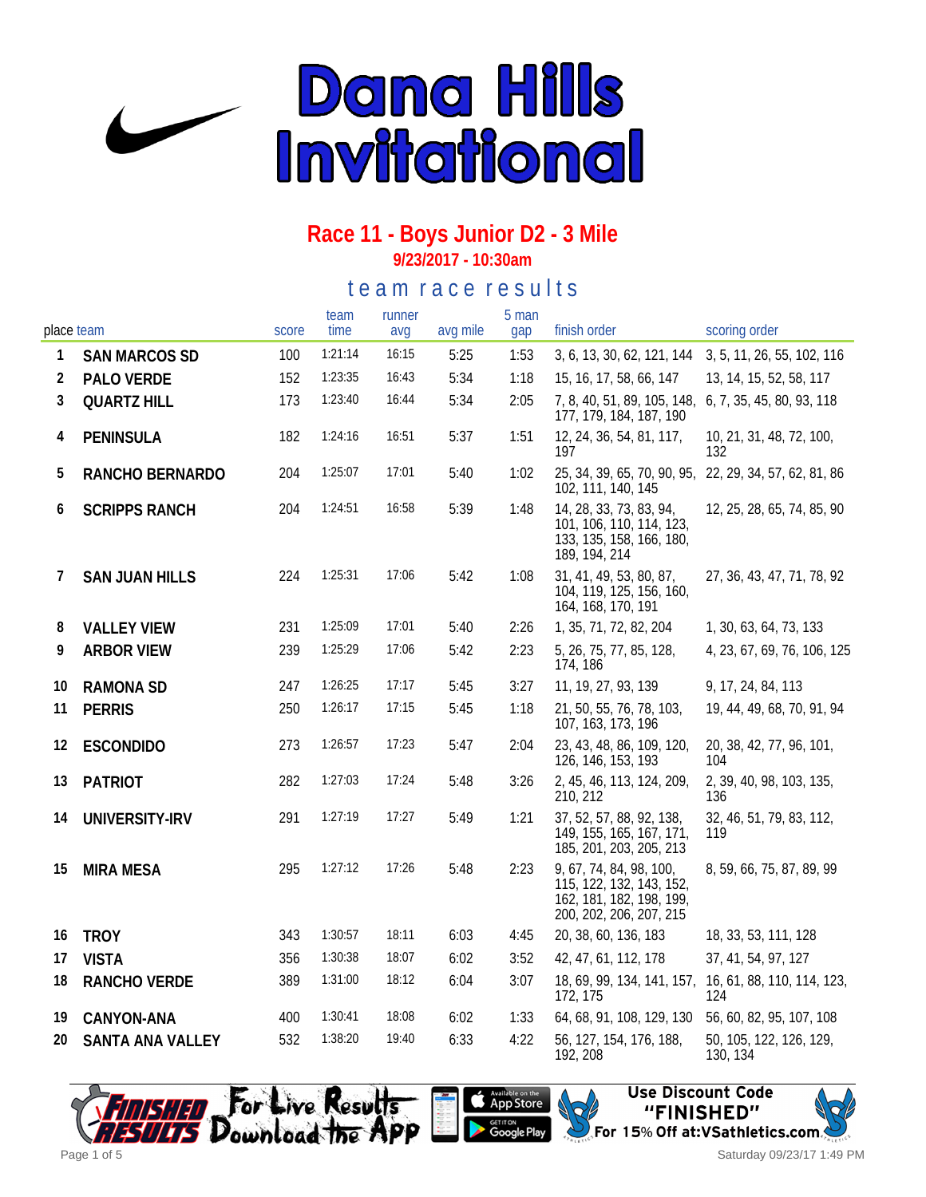# Dana Hills Invitational

## Race 11 - Boys Junior D2 - 3 Mile

**9/23/2017 - 10:30am**

### team race results

| place | team | score | team time | runner avg | avg mile | 5 man gap | finish order | scoring order |
|---|---|---|---|---|---|---|---|---|
| 1 | SAN MARCOS SD | 100 | 1:21:14 | 16:15 | 5:25 | 1:53 | 3, 6, 13, 30, 62, 121, 144 | 3, 5, 11, 26, 55, 102, 116 |
| 2 | PALO VERDE | 152 | 1:23:35 | 16:43 | 5:34 | 1:18 | 15, 16, 17, 58, 66, 147 | 13, 14, 15, 52, 58, 117 |
| 3 | QUARTZ HILL | 173 | 1:23:40 | 16:44 | 5:34 | 2:05 | 7, 8, 40, 51, 89, 105, 148, 177, 179, 184, 187, 190 | 6, 7, 35, 45, 80, 93, 118 |
| 4 | PENINSULA | 182 | 1:24:16 | 16:51 | 5:37 | 1:51 | 12, 24, 36, 54, 81, 117, 197 | 10, 21, 31, 48, 72, 100, 132 |
| 5 | RANCHO BERNARDO | 204 | 1:25:07 | 17:01 | 5:40 | 1:02 | 25, 34, 39, 65, 70, 90, 95, 102, 111, 140, 145 | 22, 29, 34, 57, 62, 81, 86 |
| 6 | SCRIPPS RANCH | 204 | 1:24:51 | 16:58 | 5:39 | 1:48 | 14, 28, 33, 73, 83, 94, 101, 106, 110, 114, 123, 133, 135, 158, 166, 180, 189, 194, 214 | 12, 25, 28, 65, 74, 85, 90 |
| 7 | SAN JUAN HILLS | 224 | 1:25:31 | 17:06 | 5:42 | 1:08 | 31, 41, 49, 53, 80, 87, 104, 119, 125, 156, 160, 164, 168, 170, 191 | 27, 36, 43, 47, 71, 78, 92 |
| 8 | VALLEY VIEW | 231 | 1:25:09 | 17:01 | 5:40 | 2:26 | 1, 35, 71, 72, 82, 204 | 1, 30, 63, 64, 73, 133 |
| 9 | ARBOR VIEW | 239 | 1:25:29 | 17:06 | 5:42 | 2:23 | 5, 26, 75, 77, 85, 128, 174, 186 | 4, 23, 67, 69, 76, 106, 125 |
| 10 | RAMONA SD | 247 | 1:26:25 | 17:17 | 5:45 | 3:27 | 11, 19, 27, 93, 139 | 9, 17, 24, 84, 113 |
| 11 | PERRIS | 250 | 1:26:17 | 17:15 | 5:45 | 1:18 | 21, 50, 55, 76, 78, 103, 107, 163, 173, 196 | 19, 44, 49, 68, 70, 91, 94 |
| 12 | ESCONDIDO | 273 | 1:26:57 | 17:23 | 5:47 | 2:04 | 23, 43, 48, 86, 109, 120, 126, 146, 153, 193 | 20, 38, 42, 77, 96, 101, 104 |
| 13 | PATRIOT | 282 | 1:27:03 | 17:24 | 5:48 | 3:26 | 2, 45, 46, 113, 124, 209, 210, 212 | 2, 39, 40, 98, 103, 135, 136 |
| 14 | UNIVERSITY-IRV | 291 | 1:27:19 | 17:27 | 5:49 | 1:21 | 37, 52, 57, 88, 92, 138, 149, 155, 165, 167, 171, 185, 201, 203, 205, 213 | 32, 46, 51, 79, 83, 112, 119 |
| 15 | MIRA MESA | 295 | 1:27:12 | 17:26 | 5:48 | 2:23 | 9, 67, 74, 84, 98, 100, 115, 122, 132, 143, 152, 162, 181, 182, 198, 199, 200, 202, 206, 207, 215 | 8, 59, 66, 75, 87, 89, 99 |
| 16 | TROY | 343 | 1:30:57 | 18:11 | 6:03 | 4:45 | 20, 38, 60, 136, 183 | 18, 33, 53, 111, 128 |
| 17 | VISTA | 356 | 1:30:38 | 18:07 | 6:02 | 3:52 | 42, 47, 61, 112, 178 | 37, 41, 54, 97, 127 |
| 18 | RANCHO VERDE | 389 | 1:31:00 | 18:12 | 6:04 | 3:07 | 18, 69, 99, 134, 141, 157, 172, 175 | 16, 61, 88, 110, 114, 123, 124 |
| 19 | CANYON-ANA | 400 | 1:30:41 | 18:08 | 6:02 | 1:33 | 64, 68, 91, 108, 129, 130 | 56, 60, 82, 95, 107, 108 |
| 20 | SANTA ANA VALLEY | 532 | 1:38:20 | 19:40 | 6:33 | 4:22 | 56, 127, 154, 176, 188, 192, 208 | 50, 105, 122, 126, 129, 130, 134 |

FINISHED RESULTS For Live Results Download the App — Available on the App Store / Get it on Google Play

Use Discount Code "FINISHED" For 15% Off at:VSathletics.com

Saturday 09/23/17 1:49 PM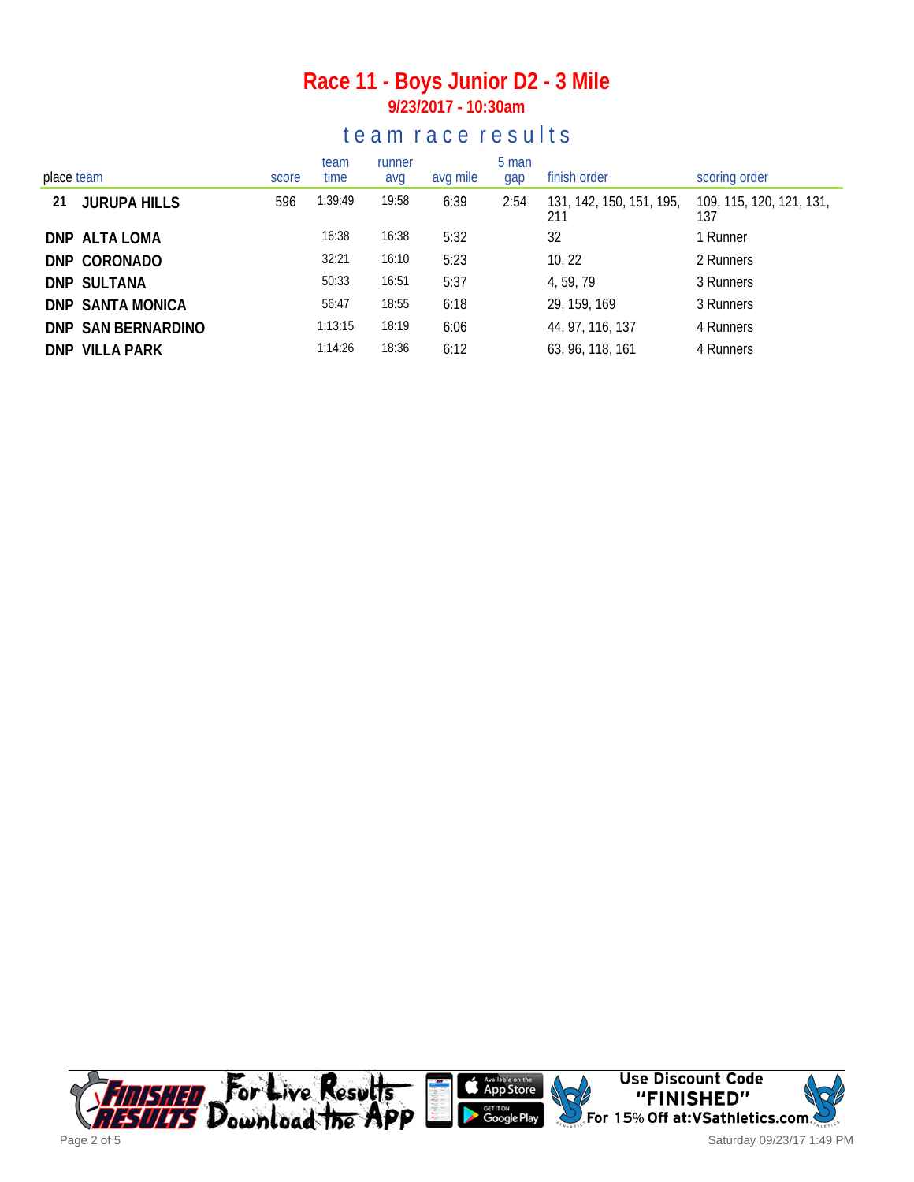# Race 11 - Boys Junior D2 - 3 Mile

### 9/23/2017 - 10:30am

## team race results

| place | team | score | team time | runner avg | avg mile | 5 man gap | finish order | scoring order |
|---|---|---|---|---|---|---|---|---|
| 21 | **JURUPA HILLS** | 596 | 1:39:49 | 19:58 | 6:39 | 2:54 | 131, 142, 150, 151, 195, 211 | 109, 115, 120, 121, 131, 137 |
| DNP | **ALTA LOMA** | | 16:38 | 16:38 | 5:32 | | 32 | 1 Runner |
| DNP | **CORONADO** | | 32:21 | 16:10 | 5:23 | | 10, 22 | 2 Runners |
| DNP | **SULTANA** | | 50:33 | 16:51 | 5:37 | | 4, 59, 79 | 3 Runners |
| DNP | **SANTA MONICA** | | 56:47 | 18:55 | 6:18 | | 29, 159, 169 | 3 Runners |
| DNP | **SAN BERNARDINO** | | 1:13:15 | 18:19 | 6:06 | | 44, 97, 116, 137 | 4 Runners |
| DNP | **VILLA PARK** | | 1:14:26 | 18:36 | 6:12 | | 63, 96, 118, 161 | 4 Runners |

For Live Results Download the App

Use Discount Code "FINISHED" For 15% Off at:VSathletics.com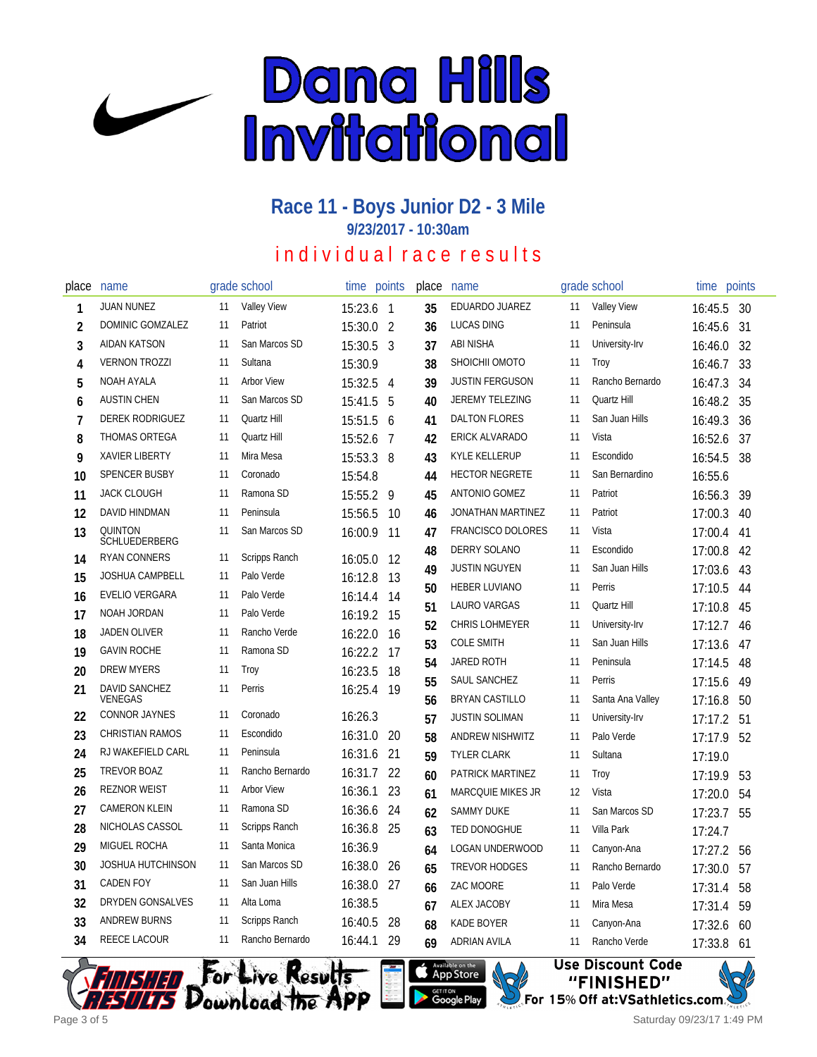# Dana Hills Invitational

## Race 11 - Boys Junior D2 - 3 Mile

**9/23/2017 - 10:30am**

### individual race results

| place | name | grade | school | time | points |
|---|---|---|---|---|---|
| 1 | JUAN NUNEZ | 11 | Valley View | 15:23.6 | 1 |
| 2 | DOMINIC GOMZALEZ | 11 | Patriot | 15:30.0 | 2 |
| 3 | AIDAN KATSON | 11 | San Marcos SD | 15:30.5 | 3 |
| 4 | VERNON TROZZI | 11 | Sultana | 15:30.9 | |
| 5 | NOAH AYALA | 11 | Arbor View | 15:32.5 | 4 |
| 6 | AUSTIN CHEN | 11 | San Marcos SD | 15:41.5 | 5 |
| 7 | DEREK RODRIGUEZ | 11 | Quartz Hill | 15:51.5 | 6 |
| 8 | THOMAS ORTEGA | 11 | Quartz Hill | 15:52.6 | 7 |
| 9 | XAVIER LIBERTY | 11 | Mira Mesa | 15:53.3 | 8 |
| 10 | SPENCER BUSBY | 11 | Coronado | 15:54.8 | |
| 11 | JACK CLOUGH | 11 | Ramona SD | 15:55.2 | 9 |
| 12 | DAVID HINDMAN | 11 | Peninsula | 15:56.5 | 10 |
| 13 | QUINTON SCHLUEDERBERG | 11 | San Marcos SD | 16:00.9 | 11 |
| 14 | RYAN CONNERS | 11 | Scripps Ranch | 16:05.0 | 12 |
| 15 | JOSHUA CAMPBELL | 11 | Palo Verde | 16:12.8 | 13 |
| 16 | EVELIO VERGARA | 11 | Palo Verde | 16:14.4 | 14 |
| 17 | NOAH JORDAN | 11 | Palo Verde | 16:19.2 | 15 |
| 18 | JADEN OLIVER | 11 | Rancho Verde | 16:22.0 | 16 |
| 19 | GAVIN ROCHE | 11 | Ramona SD | 16:22.2 | 17 |
| 20 | DREW MYERS | 11 | Troy | 16:23.5 | 18 |
| 21 | DAVID SANCHEZ VENEGAS | 11 | Perris | 16:25.4 | 19 |
| 22 | CONNOR JAYNES | 11 | Coronado | 16:26.3 | |
| 23 | CHRISTIAN RAMOS | 11 | Escondido | 16:31.0 | 20 |
| 24 | RJ WAKEFIELD CARL | 11 | Peninsula | 16:31.6 | 21 |
| 25 | TREVOR BOAZ | 11 | Rancho Bernardo | 16:31.7 | 22 |
| 26 | REZNOR WEIST | 11 | Arbor View | 16:36.1 | 23 |
| 27 | CAMERON KLEIN | 11 | Ramona SD | 16:36.6 | 24 |
| 28 | NICHOLAS CASSOL | 11 | Scripps Ranch | 16:36.8 | 25 |
| 29 | MIGUEL ROCHA | 11 | Santa Monica | 16:36.9 | |
| 30 | JOSHUA HUTCHINSON | 11 | San Marcos SD | 16:38.0 | 26 |
| 31 | CADEN FOY | 11 | San Juan Hills | 16:38.0 | 27 |
| 32 | DRYDEN GONSALVES | 11 | Alta Loma | 16:38.5 | |
| 33 | ANDREW BURNS | 11 | Scripps Ranch | 16:40.5 | 28 |
| 34 | REECE LACOUR | 11 | Rancho Bernardo | 16:44.1 | 29 |
| 35 | EDUARDO JUAREZ | 11 | Valley View | 16:45.5 | 30 |
| 36 | LUCAS DING | 11 | Peninsula | 16:45.6 | 31 |
| 37 | ABI NISHA | 11 | University-Irv | 16:46.0 | 32 |
| 38 | SHOICHII OMOTO | 11 | Troy | 16:46.7 | 33 |
| 39 | JUSTIN FERGUSON | 11 | Rancho Bernardo | 16:47.3 | 34 |
| 40 | JEREMY TELEZING | 11 | Quartz Hill | 16:48.2 | 35 |
| 41 | DALTON FLORES | 11 | San Juan Hills | 16:49.3 | 36 |
| 42 | ERICK ALVARADO | 11 | Vista | 16:52.6 | 37 |
| 43 | KYLE KELLERUP | 11 | Escondido | 16:54.5 | 38 |
| 44 | HECTOR NEGRETE | 11 | San Bernardino | 16:55.6 | |
| 45 | ANTONIO GOMEZ | 11 | Patriot | 16:56.3 | 39 |
| 46 | JONATHAN MARTINEZ | 11 | Patriot | 17:00.3 | 40 |
| 47 | FRANCISCO DOLORES | 11 | Vista | 17:00.4 | 41 |
| 48 | DERRY SOLANO | 11 | Escondido | 17:00.8 | 42 |
| 49 | JUSTIN NGUYEN | 11 | San Juan Hills | 17:03.6 | 43 |
| 50 | HEBER LUVIANO | 11 | Perris | 17:10.5 | 44 |
| 51 | LAURO VARGAS | 11 | Quartz Hill | 17:10.8 | 45 |
| 52 | CHRIS LOHMEYER | 11 | University-Irv | 17:12.7 | 46 |
| 53 | COLE SMITH | 11 | San Juan Hills | 17:13.6 | 47 |
| 54 | JARED ROTH | 11 | Peninsula | 17:14.5 | 48 |
| 55 | SAUL SANCHEZ | 11 | Perris | 17:15.6 | 49 |
| 56 | BRYAN CASTILLO | 11 | Santa Ana Valley | 17:16.8 | 50 |
| 57 | JUSTIN SOLIMAN | 11 | University-Irv | 17:17.2 | 51 |
| 58 | ANDREW NISHWITZ | 11 | Palo Verde | 17:17.9 | 52 |
| 59 | TYLER CLARK | 11 | Sultana | 17:19.0 | |
| 60 | PATRICK MARTINEZ | 11 | Troy | 17:19.9 | 53 |
| 61 | MARCQUIE MIKES JR | 12 | Vista | 17:20.0 | 54 |
| 62 | SAMMY DUKE | 11 | San Marcos SD | 17:23.7 | 55 |
| 63 | TED DONOGHUE | 11 | Villa Park | 17:24.7 | |
| 64 | LOGAN UNDERWOOD | 11 | Canyon-Ana | 17:27.2 | 56 |
| 65 | TREVOR HODGES | 11 | Rancho Bernardo | 17:30.0 | 57 |
| 66 | ZAC MOORE | 11 | Palo Verde | 17:31.4 | 58 |
| 67 | ALEX JACOBY | 11 | Mira Mesa | 17:31.4 | 59 |
| 68 | KADE BOYER | 11 | Canyon-Ana | 17:32.6 | 60 |
| 69 | ADRIAN AVILA | 11 | Rancho Verde | 17:33.8 | 61 |

Finished Results — For Live Results Download the App — Available on the App Store / Get it on Google Play

Use Discount Code "FINISHED" For 15% Off at:VSathletics.com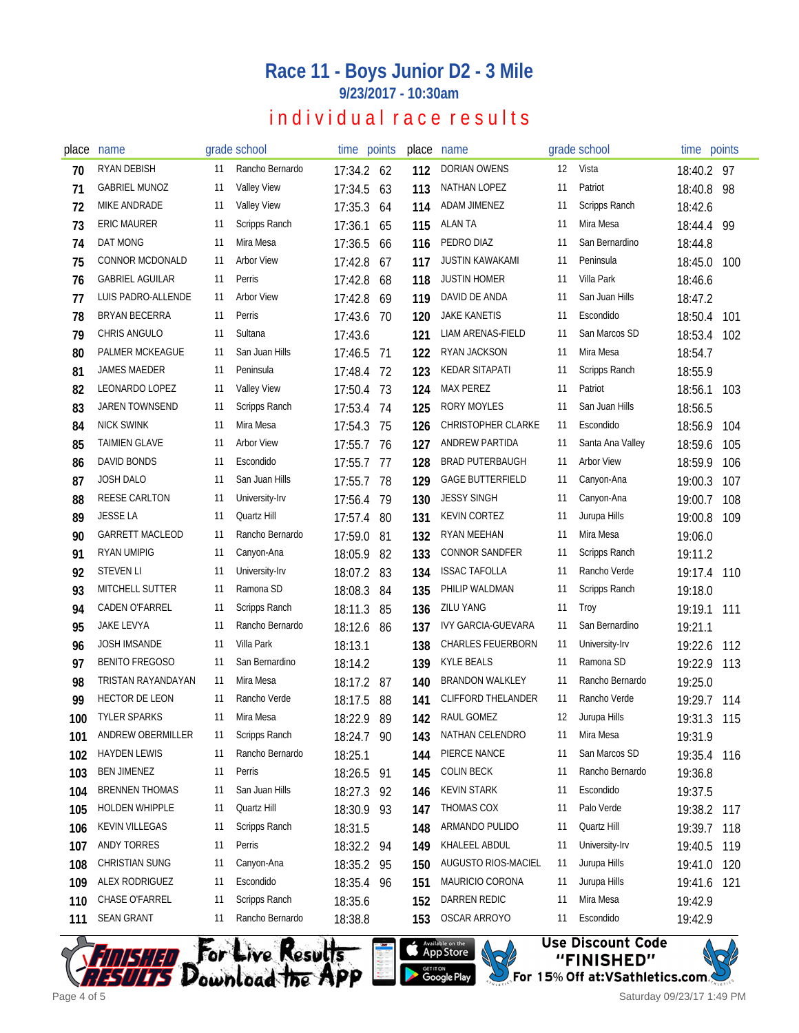# Race 11 - Boys Junior D2 - 3 Mile

### 9/23/2017 - 10:30am

## individual race results

| place | name | grade | school | time | points |
|---|---|---|---|---|---|
| 70 | RYAN DEBISH | 11 | Rancho Bernardo | 17:34.2 | 62 |
| 71 | GABRIEL MUNOZ | 11 | Valley View | 17:34.5 | 63 |
| 72 | MIKE ANDRADE | 11 | Valley View | 17:35.3 | 64 |
| 73 | ERIC MAURER | 11 | Scripps Ranch | 17:36.1 | 65 |
| 74 | DAT MONG | 11 | Mira Mesa | 17:36.5 | 66 |
| 75 | CONNOR MCDONALD | 11 | Arbor View | 17:42.8 | 67 |
| 76 | GABRIEL AGUILAR | 11 | Perris | 17:42.8 | 68 |
| 77 | LUIS PADRO-ALLENDE | 11 | Arbor View | 17:42.8 | 69 |
| 78 | BRYAN BECERRA | 11 | Perris | 17:43.6 | 70 |
| 79 | CHRIS ANGULO | 11 | Sultana | 17:43.6 | |
| 80 | PALMER MCKEAGUE | 11 | San Juan Hills | 17:46.5 | 71 |
| 81 | JAMES MAEDER | 11 | Peninsula | 17:48.4 | 72 |
| 82 | LEONARDO LOPEZ | 11 | Valley View | 17:50.4 | 73 |
| 83 | JAREN TOWNSEND | 11 | Scripps Ranch | 17:53.4 | 74 |
| 84 | NICK SWINK | 11 | Mira Mesa | 17:54.3 | 75 |
| 85 | TAIMIEN GLAVE | 11 | Arbor View | 17:55.7 | 76 |
| 86 | DAVID BONDS | 11 | Escondido | 17:55.7 | 77 |
| 87 | JOSH DALO | 11 | San Juan Hills | 17:55.7 | 78 |
| 88 | REESE CARLTON | 11 | University-Irv | 17:56.4 | 79 |
| 89 | JESSE LA | 11 | Quartz Hill | 17:57.4 | 80 |
| 90 | GARRETT MACLEOD | 11 | Rancho Bernardo | 17:59.0 | 81 |
| 91 | RYAN UMIPIG | 11 | Canyon-Ana | 18:05.9 | 82 |
| 92 | STEVEN LI | 11 | University-Irv | 18:07.2 | 83 |
| 93 | MITCHELL SUTTER | 11 | Ramona SD | 18:08.3 | 84 |
| 94 | CADEN O'FARREL | 11 | Scripps Ranch | 18:11.3 | 85 |
| 95 | JAKE LEVYA | 11 | Rancho Bernardo | 18:12.6 | 86 |
| 96 | JOSH IMSANDE | 11 | Villa Park | 18:13.1 | |
| 97 | BENITO FREGOSO | 11 | San Bernardino | 18:14.2 | |
| 98 | TRISTAN RAYANDAYAN | 11 | Mira Mesa | 18:17.2 | 87 |
| 99 | HECTOR DE LEON | 11 | Rancho Verde | 18:17.5 | 88 |
| 100 | TYLER SPARKS | 11 | Mira Mesa | 18:22.9 | 89 |
| 101 | ANDREW OBERMILLER | 11 | Scripps Ranch | 18:24.7 | 90 |
| 102 | HAYDEN LEWIS | 11 | Rancho Bernardo | 18:25.1 | |
| 103 | BEN JIMENEZ | 11 | Perris | 18:26.5 | 91 |
| 104 | BRENNEN THOMAS | 11 | San Juan Hills | 18:27.3 | 92 |
| 105 | HOLDEN WHIPPLE | 11 | Quartz Hill | 18:30.9 | 93 |
| 106 | KEVIN VILLEGAS | 11 | Scripps Ranch | 18:31.5 | |
| 107 | ANDY TORRES | 11 | Perris | 18:32.2 | 94 |
| 108 | CHRISTIAN SUNG | 11 | Canyon-Ana | 18:35.2 | 95 |
| 109 | ALEX RODRIGUEZ | 11 | Escondido | 18:35.4 | 96 |
| 110 | CHASE O'FARREL | 11 | Scripps Ranch | 18:35.6 | |
| 111 | SEAN GRANT | 11 | Rancho Bernardo | 18:38.8 | |
| 112 | DORIAN OWENS | 12 | Vista | 18:40.2 | 97 |
| 113 | NATHAN LOPEZ | 11 | Patriot | 18:40.8 | 98 |
| 114 | ADAM JIMENEZ | 11 | Scripps Ranch | 18:42.6 | |
| 115 | ALAN TA | 11 | Mira Mesa | 18:44.4 | 99 |
| 116 | PEDRO DIAZ | 11 | San Bernardino | 18:44.8 | |
| 117 | JUSTIN KAWAKAMI | 11 | Peninsula | 18:45.0 | 100 |
| 118 | JUSTIN HOMER | 11 | Villa Park | 18:46.6 | |
| 119 | DAVID DE ANDA | 11 | San Juan Hills | 18:47.2 | |
| 120 | JAKE KANETIS | 11 | Escondido | 18:50.4 | 101 |
| 121 | LIAM ARENAS-FIELD | 11 | San Marcos SD | 18:53.4 | 102 |
| 122 | RYAN JACKSON | 11 | Mira Mesa | 18:54.7 | |
| 123 | KEDAR SITAPATI | 11 | Scripps Ranch | 18:55.9 | |
| 124 | MAX PEREZ | 11 | Patriot | 18:56.1 | 103 |
| 125 | RORY MOYLES | 11 | San Juan Hills | 18:56.5 | |
| 126 | CHRISTOPHER CLARKE | 11 | Escondido | 18:56.9 | 104 |
| 127 | ANDREW PARTIDA | 11 | Santa Ana Valley | 18:59.6 | 105 |
| 128 | BRAD PUTERBAUGH | 11 | Arbor View | 18:59.9 | 106 |
| 129 | GAGE BUTTERFIELD | 11 | Canyon-Ana | 19:00.3 | 107 |
| 130 | JESSY SINGH | 11 | Canyon-Ana | 19:00.7 | 108 |
| 131 | KEVIN CORTEZ | 11 | Jurupa Hills | 19:00.8 | 109 |
| 132 | RYAN MEEHAN | 11 | Mira Mesa | 19:06.0 | |
| 133 | CONNOR SANDFER | 11 | Scripps Ranch | 19:11.2 | |
| 134 | ISSAC TAFOLLA | 11 | Rancho Verde | 19:17.4 | 110 |
| 135 | PHILIP WALDMAN | 11 | Scripps Ranch | 19:18.0 | |
| 136 | ZILU YANG | 11 | Troy | 19:19.1 | 111 |
| 137 | IVY GARCIA-GUEVARA | 11 | San Bernardino | 19:21.1 | |
| 138 | CHARLES FEUERBORN | 11 | University-Irv | 19:22.6 | 112 |
| 139 | KYLE BEALS | 11 | Ramona SD | 19:22.9 | 113 |
| 140 | BRANDON WALKLEY | 11 | Rancho Bernardo | 19:25.0 | |
| 141 | CLIFFORD THELANDER | 11 | Rancho Verde | 19:29.7 | 114 |
| 142 | RAUL GOMEZ | 12 | Jurupa Hills | 19:31.3 | 115 |
| 143 | NATHAN CELENDRO | 11 | Mira Mesa | 19:31.9 | |
| 144 | PIERCE NANCE | 11 | San Marcos SD | 19:35.4 | 116 |
| 145 | COLIN BECK | 11 | Rancho Bernardo | 19:36.8 | |
| 146 | KEVIN STARK | 11 | Escondido | 19:37.5 | |
| 147 | THOMAS COX | 11 | Palo Verde | 19:38.2 | 117 |
| 148 | ARMANDO PULIDO | 11 | Quartz Hill | 19:39.7 | 118 |
| 149 | KHALEEL ABDUL | 11 | University-Irv | 19:40.5 | 119 |
| 150 | AUGUSTO RIOS-MACIEL | 11 | Jurupa Hills | 19:41.0 | 120 |
| 151 | MAURICIO CORONA | 11 | Jurupa Hills | 19:41.6 | 121 |
| 152 | DARREN REDIC | 11 | Mira Mesa | 19:42.9 | |
| 153 | OSCAR ARROYO | 11 | Escondido | 19:42.9 | |

For Live Results Download the App

Use Discount Code "FINISHED" For 15% Off at:VSathletics.com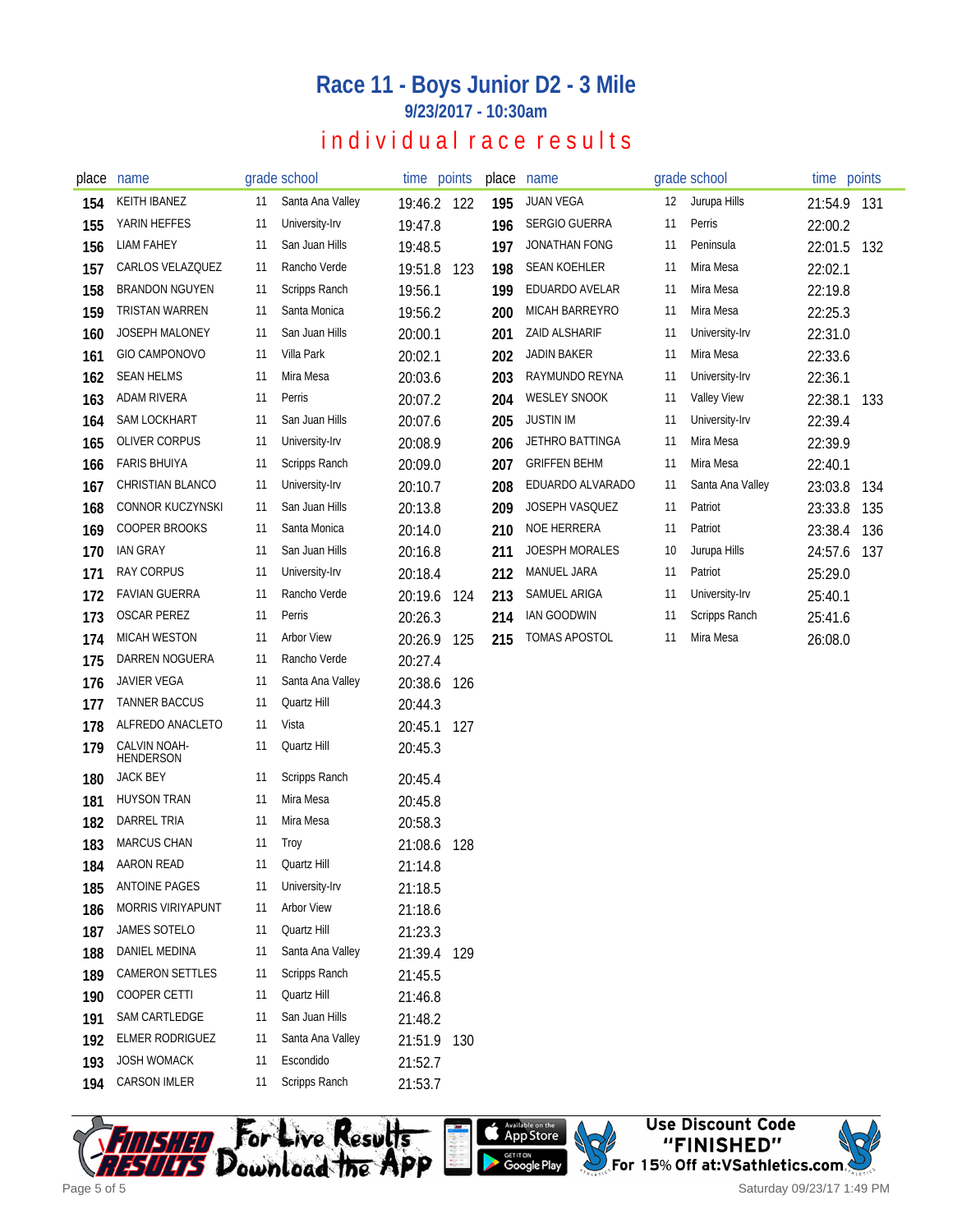# Race 11 - Boys Junior D2 - 3 Mile

**9/23/2017 - 10:30am**

## individual race results

| place | name | grade | school | time | points |
|---|---|---|---|---|---|
| 154 | KEITH IBANEZ | 11 | Santa Ana Valley | 19:46.2 | 122 |
| 155 | YARIN HEFFES | 11 | University-Irv | 19:47.8 | |
| 156 | LIAM FAHEY | 11 | San Juan Hills | 19:48.5 | |
| 157 | CARLOS VELAZQUEZ | 11 | Rancho Verde | 19:51.8 | 123 |
| 158 | BRANDON NGUYEN | 11 | Scripps Ranch | 19:56.1 | |
| 159 | TRISTAN WARREN | 11 | Santa Monica | 19:56.2 | |
| 160 | JOSEPH MALONEY | 11 | San Juan Hills | 20:00.1 | |
| 161 | GIO CAMPONOVO | 11 | Villa Park | 20:02.1 | |
| 162 | SEAN HELMS | 11 | Mira Mesa | 20:03.6 | |
| 163 | ADAM RIVERA | 11 | Perris | 20:07.2 | |
| 164 | SAM LOCKHART | 11 | San Juan Hills | 20:07.6 | |
| 165 | OLIVER CORPUS | 11 | University-Irv | 20:08.9 | |
| 166 | FARIS BHUIYA | 11 | Scripps Ranch | 20:09.0 | |
| 167 | CHRISTIAN BLANCO | 11 | University-Irv | 20:10.7 | |
| 168 | CONNOR KUCZYNSKI | 11 | San Juan Hills | 20:13.8 | |
| 169 | COOPER BROOKS | 11 | Santa Monica | 20:14.0 | |
| 170 | IAN GRAY | 11 | San Juan Hills | 20:16.8 | |
| 171 | RAY CORPUS | 11 | University-Irv | 20:18.4 | |
| 172 | FAVIAN GUERRA | 11 | Rancho Verde | 20:19.6 | 124 |
| 173 | OSCAR PEREZ | 11 | Perris | 20:26.3 | |
| 174 | MICAH WESTON | 11 | Arbor View | 20:26.9 | 125 |
| 175 | DARREN NOGUERA | 11 | Rancho Verde | 20:27.4 | |
| 176 | JAVIER VEGA | 11 | Santa Ana Valley | 20:38.6 | 126 |
| 177 | TANNER BACCUS | 11 | Quartz Hill | 20:44.3 | |
| 178 | ALFREDO ANACLETO | 11 | Vista | 20:45.1 | 127 |
| 179 | CALVIN NOAH-HENDERSON | 11 | Quartz Hill | 20:45.3 | |
| 180 | JACK BEY | 11 | Scripps Ranch | 20:45.4 | |
| 181 | HUYSON TRAN | 11 | Mira Mesa | 20:45.8 | |
| 182 | DARREL TRIA | 11 | Mira Mesa | 20:58.3 | |
| 183 | MARCUS CHAN | 11 | Troy | 21:08.6 | 128 |
| 184 | AARON READ | 11 | Quartz Hill | 21:14.8 | |
| 185 | ANTOINE PAGES | 11 | University-Irv | 21:18.5 | |
| 186 | MORRIS VIRIYAPUNT | 11 | Arbor View | 21:18.6 | |
| 187 | JAMES SOTELO | 11 | Quartz Hill | 21:23.3 | |
| 188 | DANIEL MEDINA | 11 | Santa Ana Valley | 21:39.4 | 129 |
| 189 | CAMERON SETTLES | 11 | Scripps Ranch | 21:45.5 | |
| 190 | COOPER CETTI | 11 | Quartz Hill | 21:46.8 | |
| 191 | SAM CARTLEDGE | 11 | San Juan Hills | 21:48.2 | |
| 192 | ELMER RODRIGUEZ | 11 | Santa Ana Valley | 21:51.9 | 130 |
| 193 | JOSH WOMACK | 11 | Escondido | 21:52.7 | |
| 194 | CARSON IMLER | 11 | Scripps Ranch | 21:53.7 | |
| 195 | JUAN VEGA | 12 | Jurupa Hills | 21:54.9 | 131 |
| 196 | SERGIO GUERRA | 11 | Perris | 22:00.2 | |
| 197 | JONATHAN FONG | 11 | Peninsula | 22:01.5 | 132 |
| 198 | SEAN KOEHLER | 11 | Mira Mesa | 22:02.1 | |
| 199 | EDUARDO AVELAR | 11 | Mira Mesa | 22:19.8 | |
| 200 | MICAH BARREYRO | 11 | Mira Mesa | 22:25.3 | |
| 201 | ZAID ALSHARIF | 11 | University-Irv | 22:31.0 | |
| 202 | JADIN BAKER | 11 | Mira Mesa | 22:33.6 | |
| 203 | RAYMUNDO REYNA | 11 | University-Irv | 22:36.1 | |
| 204 | WESLEY SNOOK | 11 | Valley View | 22:38.1 | 133 |
| 205 | JUSTIN IM | 11 | University-Irv | 22:39.4 | |
| 206 | JETHRO BATTINGA | 11 | Mira Mesa | 22:39.9 | |
| 207 | GRIFFEN BEHM | 11 | Mira Mesa | 22:40.1 | |
| 208 | EDUARDO ALVARADO | 11 | Santa Ana Valley | 23:03.8 | 134 |
| 209 | JOSEPH VASQUEZ | 11 | Patriot | 23:33.8 | 135 |
| 210 | NOE HERRERA | 11 | Patriot | 23:38.4 | 136 |
| 211 | JOESPH MORALES | 10 | Jurupa Hills | 24:57.6 | 137 |
| 212 | MANUEL JARA | 11 | Patriot | 25:29.0 | |
| 213 | SAMUEL ARIGA | 11 | University-Irv | 25:40.1 | |
| 214 | IAN GOODWIN | 11 | Scripps Ranch | 25:41.6 | |
| 215 | TOMAS APOSTOL | 11 | Mira Mesa | 26:08.0 | |

FINISHED RESULTS — For Live Results Download the App — Available on the App Store — Get it on Google Play

Use Discount Code "FINISHED" For 15% Off at:VSathletics.com